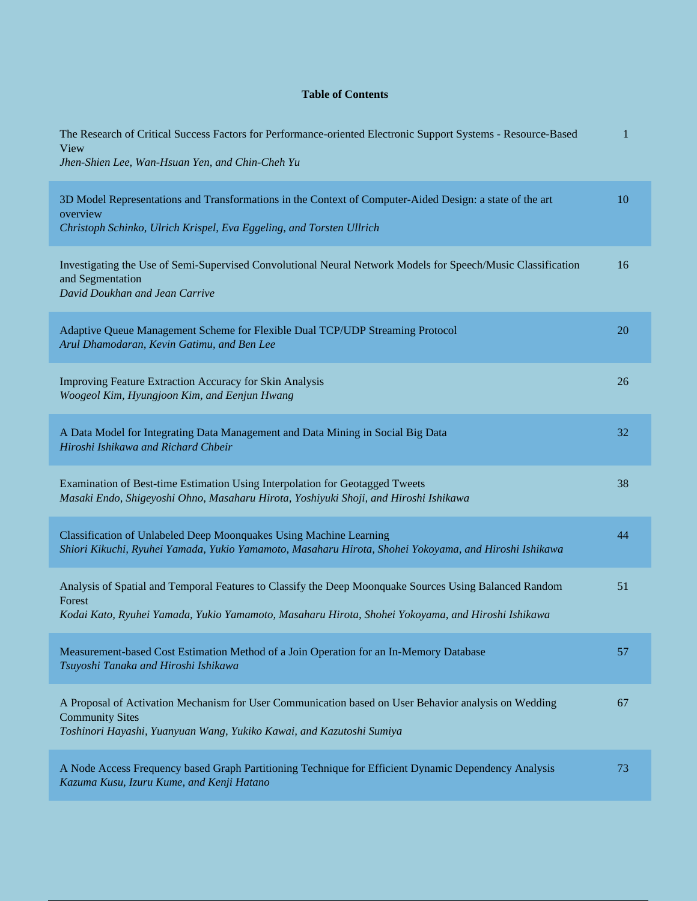# Table of Contents

The Research of Critical Success Factors for Performance-oriented Electronic Support Systems - Resource-Based View
*Jhen-Shien Lee, Wan-Hsuan Yen, and Chin-Cheh Yu* — 1

3D Model Representations and Transformations in the Context of Computer-Aided Design: a state of the art overview
*Christoph Schinko, Ulrich Krispel, Eva Eggeling, and Torsten Ullrich* — 10

Investigating the Use of Semi-Supervised Convolutional Neural Network Models for Speech/Music Classification and Segmentation
*David Doukhan and Jean Carrive* — 16

Adaptive Queue Management Scheme for Flexible Dual TCP/UDP Streaming Protocol
*Arul Dhamodaran, Kevin Gatimu, and Ben Lee* — 20

Improving Feature Extraction Accuracy for Skin Analysis
*Woogeol Kim, Hyungjoon Kim, and Eenjun Hwang* — 26

A Data Model for Integrating Data Management and Data Mining in Social Big Data
*Hiroshi Ishikawa and Richard Chbeir* — 32

Examination of Best-time Estimation Using Interpolation for Geotagged Tweets
*Masaki Endo, Shigeyoshi Ohno, Masaharu Hirota, Yoshiyuki Shoji, and Hiroshi Ishikawa* — 38

Classification of Unlabeled Deep Moonquakes Using Machine Learning
*Shiori Kikuchi, Ryuhei Yamada, Yukio Yamamoto, Masaharu Hirota, Shohei Yokoyama, and Hiroshi Ishikawa* — 44

Analysis of Spatial and Temporal Features to Classify the Deep Moonquake Sources Using Balanced Random Forest
*Kodai Kato, Ryuhei Yamada, Yukio Yamamoto, Masaharu Hirota, Shohei Yokoyama, and Hiroshi Ishikawa* — 51

Measurement-based Cost Estimation Method of a Join Operation for an In-Memory Database
*Tsuyoshi Tanaka and Hiroshi Ishikawa* — 57

A Proposal of Activation Mechanism for User Communication based on User Behavior analysis on Wedding Community Sites
*Toshinori Hayashi, Yuanyuan Wang, Yukiko Kawai, and Kazutoshi Sumiya* — 67

A Node Access Frequency based Graph Partitioning Technique for Efficient Dynamic Dependency Analysis
*Kazuma Kusu, Izuru Kume, and Kenji Hatano* — 73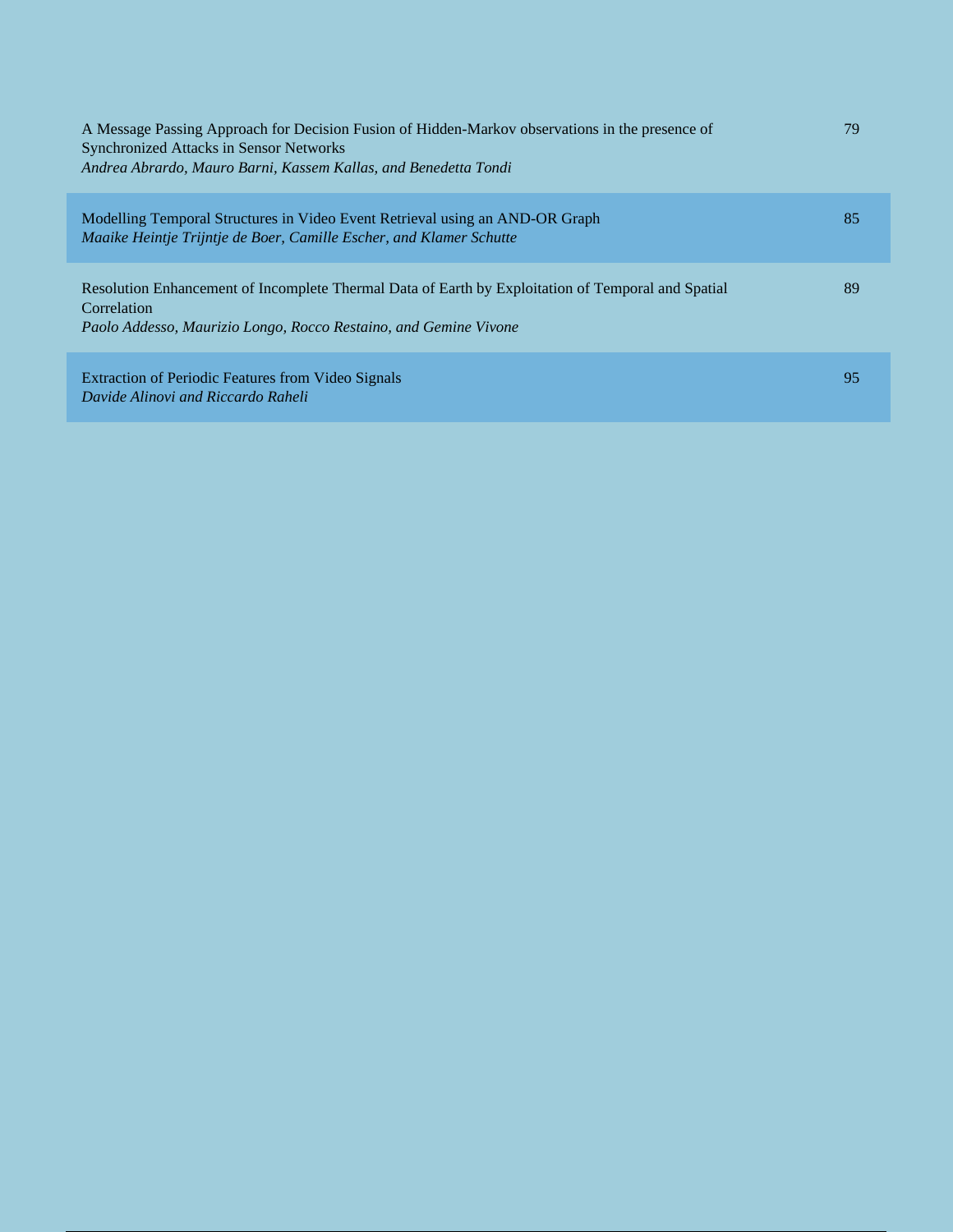A Message Passing Approach for Decision Fusion of Hidden-Markov observations in the presence of Synchronized Attacks in Sensor Networks — 79
*Andrea Abrardo, Mauro Barni, Kassem Kallas, and Benedetta Tondi*

Modelling Temporal Structures in Video Event Retrieval using an AND-OR Graph — 85
*Maaike Heintje Trijntje de Boer, Camille Escher, and Klamer Schutte*

Resolution Enhancement of Incomplete Thermal Data of Earth by Exploitation of Temporal and Spatial Correlation — 89
*Paolo Addesso, Maurizio Longo, Rocco Restaino, and Gemine Vivone*

Extraction of Periodic Features from Video Signals — 95
*Davide Alinovi and Riccardo Raheli*